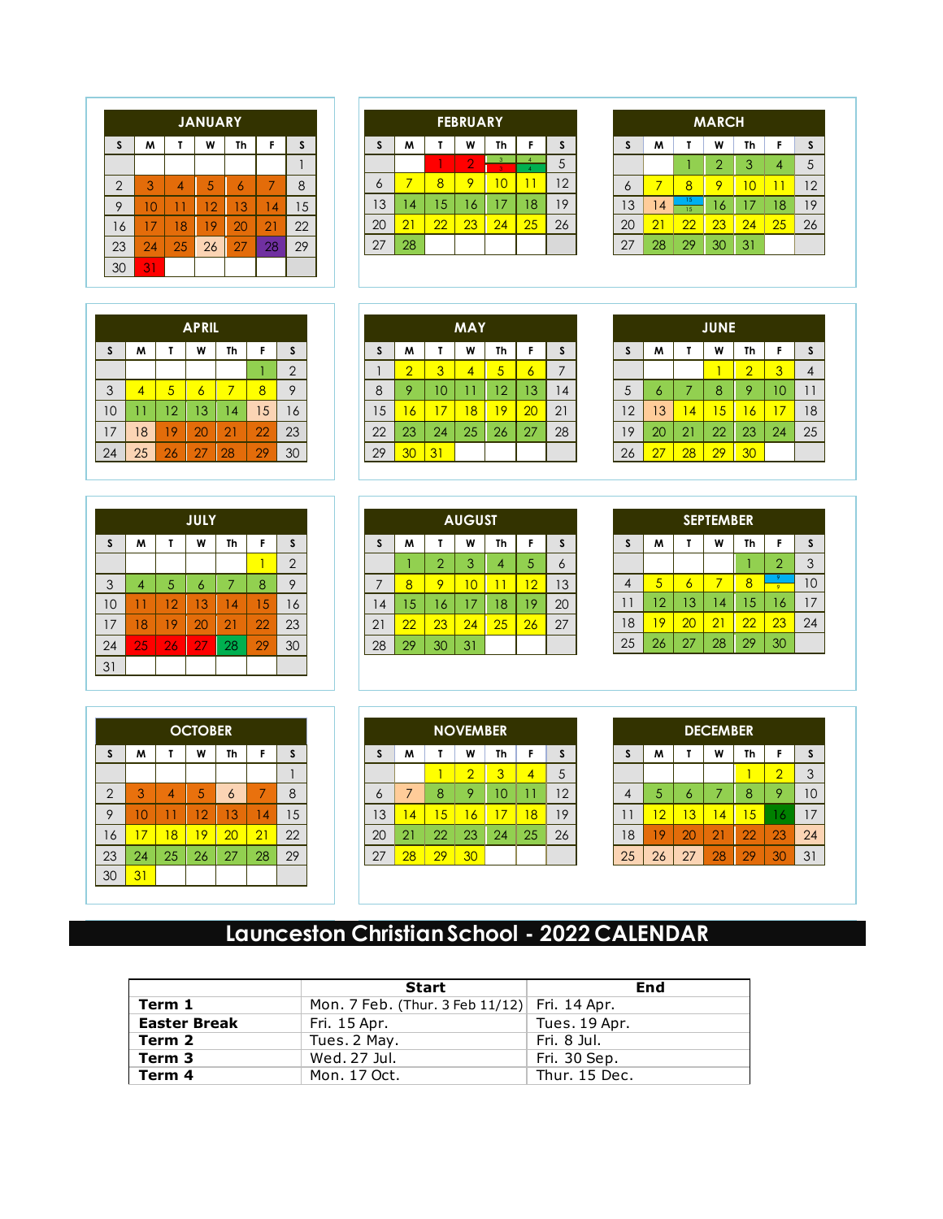# Launceston Christian School - 2022 CALENDAR

### JANUARY

| S | M | T | W | Th | F | S |
|---|---|---|---|---|---|---|
| | | | | | | 1 |
| 2 | 3 | 4 | 5 | 6 | 7 | 8 |
| 9 | 10 | 11 | 12 | 13 | 14 | 15 |
| 16 | 17 | 18 | 19 | 20 | 21 | 22 |
| 23 | 24 | 25 | 26 | 27 | 28 | 29 |
| 30 | 31 | | | | | |

### FEBRUARY

| S | M | T | W | Th | F | S |
|---|---|---|---|---|---|---|
| | | 1 | 2 | 3 | 4 | 5 |
| 6 | 7 | 8 | 9 | 10 | 11 | 12 |
| 13 | 14 | 15 | 16 | 17 | 18 | 19 |
| 20 | 21 | 22 | 23 | 24 | 25 | 26 |
| 27 | 28 | | | | | |

### MARCH

| S | M | T | W | Th | F | S |
|---|---|---|---|---|---|---|
| | | 1 | 2 | 3 | 4 | 5 |
| 6 | 7 | 8 | 9 | 10 | 11 | 12 |
| 13 | 14 | 15 | 16 | 17 | 18 | 19 |
| 20 | 21 | 22 | 23 | 24 | 25 | 26 |
| 27 | 28 | 29 | 30 | 31 | | |

### APRIL

| S | M | T | W | Th | F | S |
|---|---|---|---|---|---|---|
| | | | | | 1 | 2 |
| 3 | 4 | 5 | 6 | 7 | 8 | 9 |
| 10 | 11 | 12 | 13 | 14 | 15 | 16 |
| 17 | 18 | 19 | 20 | 21 | 22 | 23 |
| 24 | 25 | 26 | 27 | 28 | 29 | 30 |

### MAY

| S | M | T | W | Th | F | S |
|---|---|---|---|---|---|---|
| 1 | 2 | 3 | 4 | 5 | 6 | 7 |
| 8 | 9 | 10 | 11 | 12 | 13 | 14 |
| 15 | 16 | 17 | 18 | 19 | 20 | 21 |
| 22 | 23 | 24 | 25 | 26 | 27 | 28 |
| 29 | 30 | 31 | | | | |

### JUNE

| S | M | T | W | Th | F | S |
|---|---|---|---|---|---|---|
| | | | 1 | 2 | 3 | 4 |
| 5 | 6 | 7 | 8 | 9 | 10 | 11 |
| 12 | 13 | 14 | 15 | 16 | 17 | 18 |
| 19 | 20 | 21 | 22 | 23 | 24 | 25 |
| 26 | 27 | 28 | 29 | 30 | | |

### JULY

| S | M | T | W | Th | F | S |
|---|---|---|---|---|---|---|
| | | | | | 1 | 2 |
| 3 | 4 | 5 | 6 | 7 | 8 | 9 |
| 10 | 11 | 12 | 13 | 14 | 15 | 16 |
| 17 | 18 | 19 | 20 | 21 | 22 | 23 |
| 24 | 25 | 26 | 27 | 28 | 29 | 30 |
| 31 | | | | | | |

### AUGUST

| S | M | T | W | Th | F | S |
|---|---|---|---|---|---|---|
| | 1 | 2 | 3 | 4 | 5 | 6 |
| 7 | 8 | 9 | 10 | 11 | 12 | 13 |
| 14 | 15 | 16 | 17 | 18 | 19 | 20 |
| 21 | 22 | 23 | 24 | 25 | 26 | 27 |
| 28 | 29 | 30 | 31 | | | |

### SEPTEMBER

| S | M | T | W | Th | F | S |
|---|---|---|---|---|---|---|
| | | | | 1 | 2 | 3 |
| 4 | 5 | 6 | 7 | 8 | 9 | 10 |
| 11 | 12 | 13 | 14 | 15 | 16 | 17 |
| 18 | 19 | 20 | 21 | 22 | 23 | 24 |
| 25 | 26 | 27 | 28 | 29 | 30 | |

### OCTOBER

| S | M | T | W | Th | F | S |
|---|---|---|---|---|---|---|
| | | | | | | 1 |
| 2 | 3 | 4 | 5 | 6 | 7 | 8 |
| 9 | 10 | 11 | 12 | 13 | 14 | 15 |
| 16 | 17 | 18 | 19 | 20 | 21 | 22 |
| 23 | 24 | 25 | 26 | 27 | 28 | 29 |
| 30 | 31 | | | | | |

### NOVEMBER

| S | M | T | W | Th | F | S |
|---|---|---|---|---|---|---|
| | | 1 | 2 | 3 | 4 | 5 |
| 6 | 7 | 8 | 9 | 10 | 11 | 12 |
| 13 | 14 | 15 | 16 | 17 | 18 | 19 |
| 20 | 21 | 22 | 23 | 24 | 25 | 26 |
| 27 | 28 | 29 | 30 | | | |

### DECEMBER

| S | M | T | W | Th | F | S |
|---|---|---|---|---|---|---|
| | | | | 1 | 2 | 3 |
| 4 | 5 | 6 | 7 | 8 | 9 | 10 |
| 11 | 12 | 13 | 14 | 15 | 16 | 17 |
| 18 | 19 | 20 | 21 | 22 | 23 | 24 |
| 25 | 26 | 27 | 28 | 29 | 30 | 31 |

| | Start | End |
|---|---|---|
| **Term 1** | Mon. 7 Feb. (Thur. 3 Feb 11/12) | Fri. 14 Apr. |
| **Easter Break** | Fri. 15 Apr. | Tues. 19 Apr. |
| **Term 2** | Tues. 2 May. | Fri. 8 Jul. |
| **Term 3** | Wed. 27 Jul. | Fri. 30 Sep. |
| **Term 4** | Mon. 17 Oct. | Thur. 15 Dec. |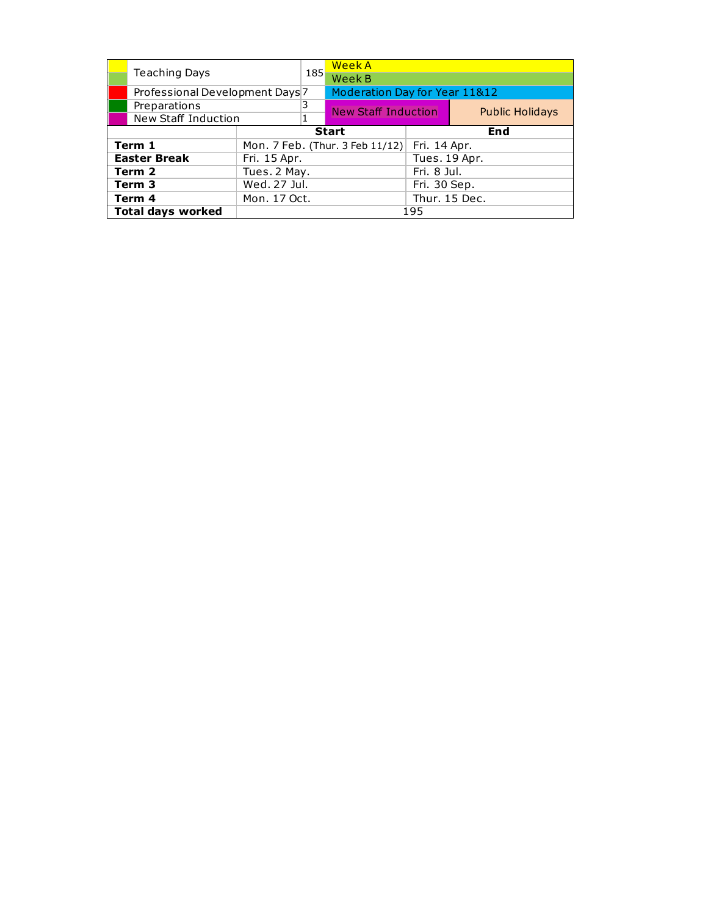| | | | |
|---|---|---|---|
| | Teaching Days | 185 | Week A |
| | | | Week B |
| | Professional Development Days | 7 | Moderation Day for Year 11&12 |
| | Preparations | 3 | New Staff Induction / Public Holidays |
| | New Staff Induction | 1 | |

| | Start | End |
|---|---|---|
| **Term 1** | Mon. 7 Feb. (Thur. 3 Feb 11/12) | Fri. 14 Apr. |
| **Easter Break** | Fri. 15 Apr. | Tues. 19 Apr. |
| **Term 2** | Tues. 2 May. | Fri. 8 Jul. |
| **Term 3** | Wed. 27 Jul. | Fri. 30 Sep. |
| **Term 4** | Mon. 17 Oct. | Thur. 15 Dec. |
| **Total days worked** | 195 | |